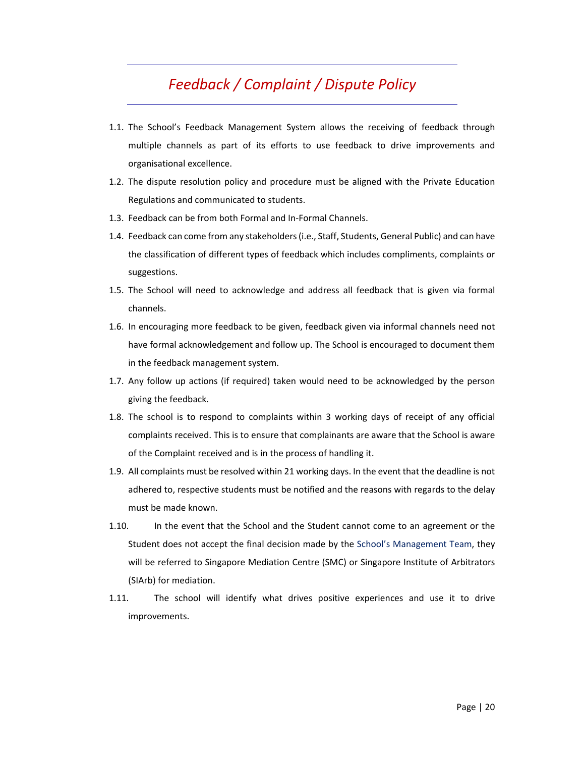# *Feedback / Complaint / Dispute Policy*

1.1. The School's Feedback Management System allows the receiving of feedback through multiple channels as part of its efforts to use feedback to drive improvements and organisational excellence.

1.2. The dispute resolution policy and procedure must be aligned with the Private Education Regulations and communicated to students.

1.3. Feedback can be from both Formal and In-Formal Channels.

1.4. Feedback can come from any stakeholders (i.e., Staff, Students, General Public) and can have the classification of different types of feedback which includes compliments, complaints or suggestions.

1.5. The School will need to acknowledge and address all feedback that is given via formal channels.

1.6. In encouraging more feedback to be given, feedback given via informal channels need not have formal acknowledgement and follow up. The School is encouraged to document them in the feedback management system.

1.7. Any follow up actions (if required) taken would need to be acknowledged by the person giving the feedback.

1.8. The school is to respond to complaints within 3 working days of receipt of any official complaints received. This is to ensure that complainants are aware that the School is aware of the Complaint received and is in the process of handling it.

1.9. All complaints must be resolved within 21 working days. In the event that the deadline is not adhered to, respective students must be notified and the reasons with regards to the delay must be made known.

1.10. In the event that the School and the Student cannot come to an agreement or the Student does not accept the final decision made by the School's Management Team, they will be referred to Singapore Mediation Centre (SMC) or Singapore Institute of Arbitrators (SIArb) for mediation.

1.11. The school will identify what drives positive experiences and use it to drive improvements.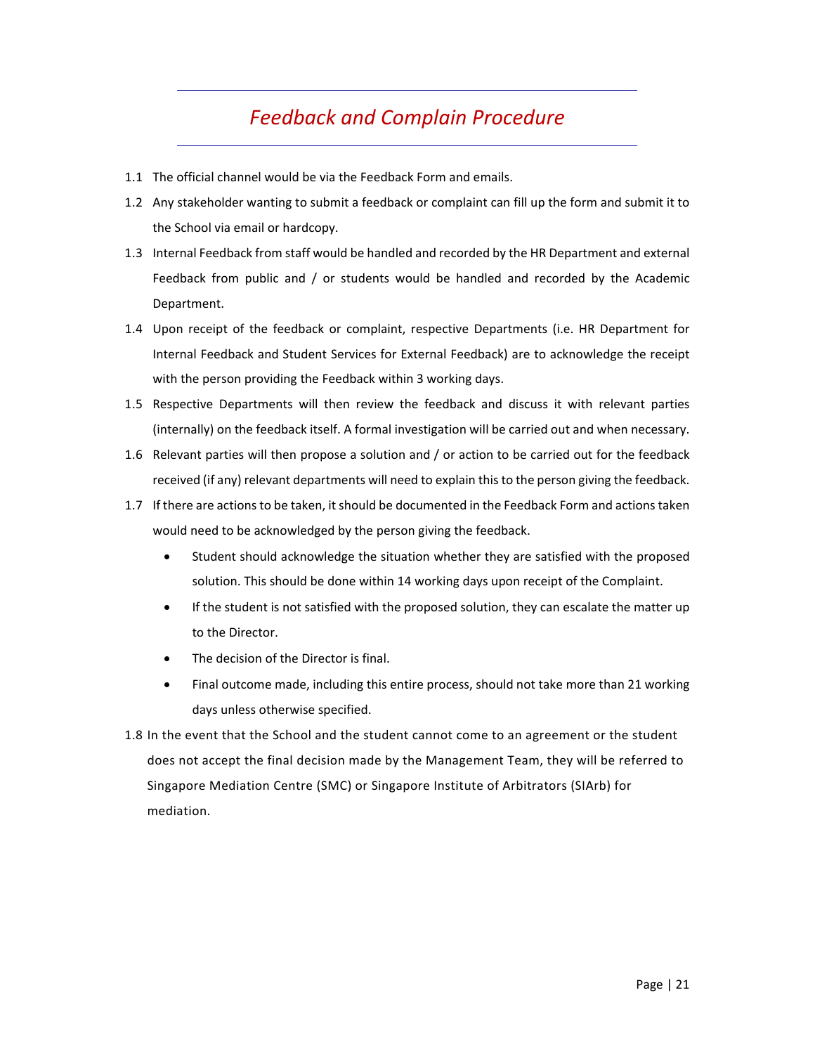# *Feedback and Complain Procedure*

1.1 The official channel would be via the Feedback Form and emails.

1.2 Any stakeholder wanting to submit a feedback or complaint can fill up the form and submit it to the School via email or hardcopy.

1.3 Internal Feedback from staff would be handled and recorded by the HR Department and external Feedback from public and / or students would be handled and recorded by the Academic Department.

1.4 Upon receipt of the feedback or complaint, respective Departments (i.e. HR Department for Internal Feedback and Student Services for External Feedback) are to acknowledge the receipt with the person providing the Feedback within 3 working days.

1.5 Respective Departments will then review the feedback and discuss it with relevant parties (internally) on the feedback itself. A formal investigation will be carried out and when necessary.

1.6 Relevant parties will then propose a solution and / or action to be carried out for the feedback received (if any) relevant departments will need to explain this to the person giving the feedback.

1.7 If there are actions to be taken, it should be documented in the Feedback Form and actions taken would need to be acknowledged by the person giving the feedback.

- Student should acknowledge the situation whether they are satisfied with the proposed solution. This should be done within 14 working days upon receipt of the Complaint.
- If the student is not satisfied with the proposed solution, they can escalate the matter up to the Director.
- The decision of the Director is final.
- Final outcome made, including this entire process, should not take more than 21 working days unless otherwise specified.

1.8 In the event that the School and the student cannot come to an agreement or the student does not accept the final decision made by the Management Team, they will be referred to Singapore Mediation Centre (SMC) or Singapore Institute of Arbitrators (SIArb) for mediation.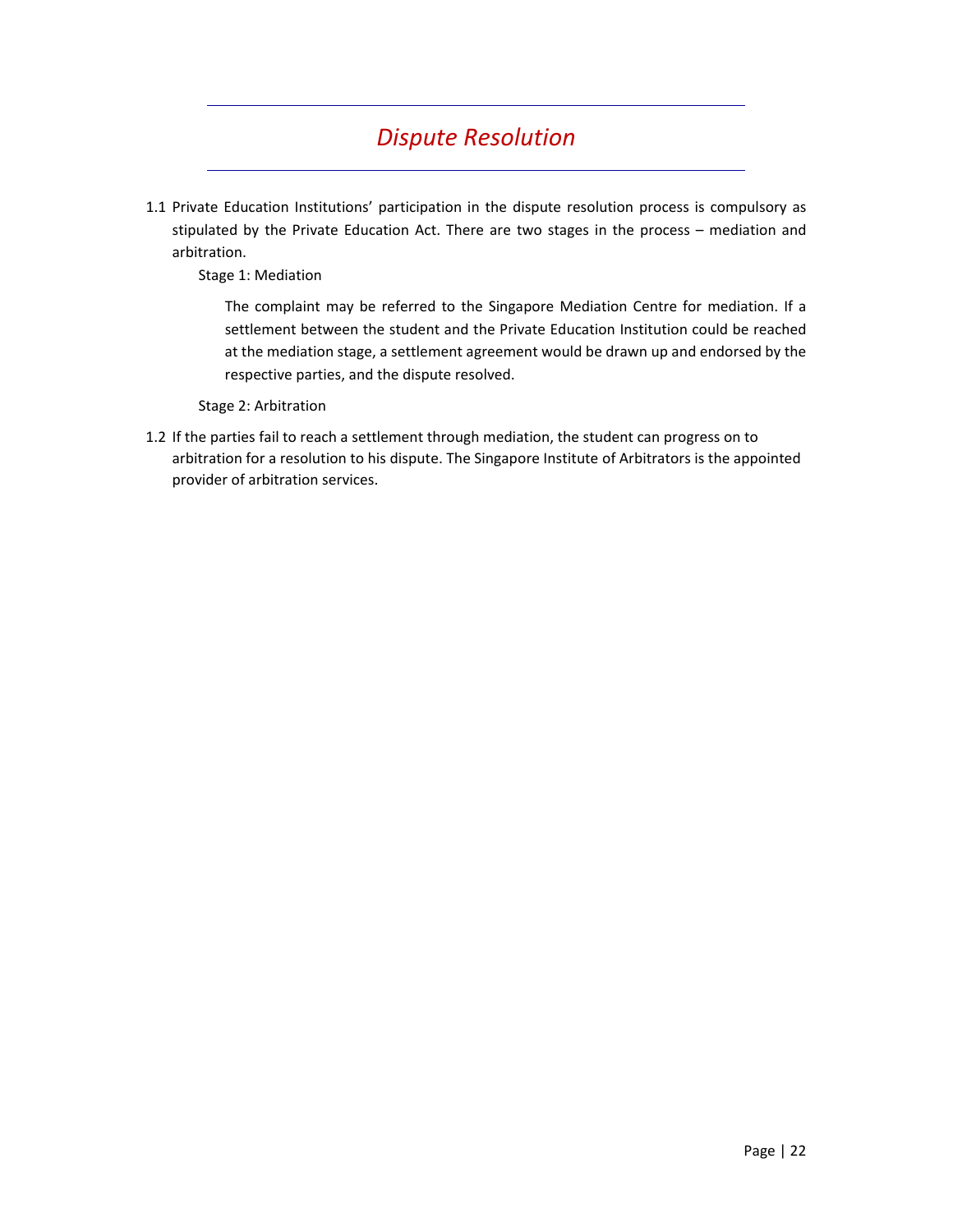# *Dispute Resolution*

1.1 Private Education Institutions' participation in the dispute resolution process is compulsory as stipulated by the Private Education Act. There are two stages in the process – mediation and arbitration.

Stage 1: Mediation

The complaint may be referred to the Singapore Mediation Centre for mediation. If a settlement between the student and the Private Education Institution could be reached at the mediation stage, a settlement agreement would be drawn up and endorsed by the respective parties, and the dispute resolved.

Stage 2: Arbitration

1.2 If the parties fail to reach a settlement through mediation, the student can progress on to arbitration for a resolution to his dispute. The Singapore Institute of Arbitrators is the appointed provider of arbitration services.